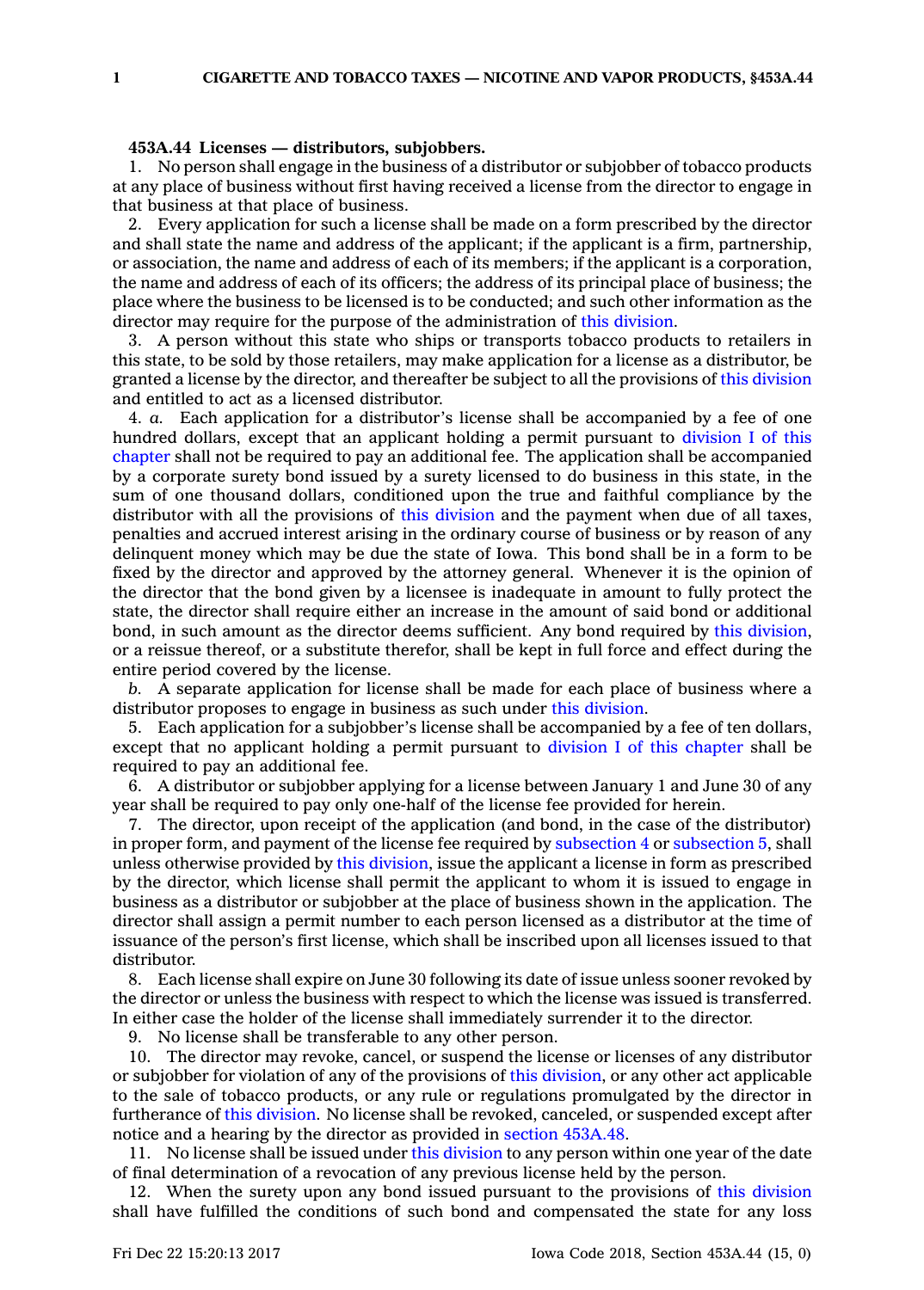**453A.44 Licenses — distributors, subjobbers.**

1. No person shall engage in the business of a distributor or subjobber of tobacco products at any place of business without first having received a license from the director to engage in that business at that place of business.

2. Every application for such a license shall be made on a form prescribed by the director and shall state the name and address of the applicant; if the applicant is a firm, partnership, or association, the name and address of each of its members; if the applicant is a corporation, the name and address of each of its officers; the address of its principal place of business; the place where the business to be licensed is to be conducted; and such other information as the director may require for the purpose of the administration of this division.

3. A person without this state who ships or transports tobacco products to retailers in this state, to be sold by those retailers, may make application for a license as a distributor, be granted a license by the director, and thereafter be subject to all the provisions of this division and entitled to act as a licensed distributor.

4. *a.* Each application for a distributor's license shall be accompanied by a fee of one hundred dollars, except that an applicant holding a permit pursuant to division I of this chapter shall not be required to pay an additional fee. The application shall be accompanied by a corporate surety bond issued by a surety licensed to do business in this state, in the sum of one thousand dollars, conditioned upon the true and faithful compliance by the distributor with all the provisions of this division and the payment when due of all taxes, penalties and accrued interest arising in the ordinary course of business or by reason of any delinquent money which may be due the state of Iowa. This bond shall be in a form to be fixed by the director and approved by the attorney general. Whenever it is the opinion of the director that the bond given by a licensee is inadequate in amount to fully protect the state, the director shall require either an increase in the amount of said bond or additional bond, in such amount as the director deems sufficient. Any bond required by this division, or a reissue thereof, or a substitute therefor, shall be kept in full force and effect during the entire period covered by the license.

*b.* A separate application for license shall be made for each place of business where a distributor proposes to engage in business as such under this division.

5. Each application for a subjobber's license shall be accompanied by a fee of ten dollars, except that no applicant holding a permit pursuant to division I of this chapter shall be required to pay an additional fee.

6. A distributor or subjobber applying for a license between January 1 and June 30 of any year shall be required to pay only one-half of the license fee provided for herein.

7. The director, upon receipt of the application (and bond, in the case of the distributor) in proper form, and payment of the license fee required by subsection 4 or subsection 5, shall unless otherwise provided by this division, issue the applicant a license in form as prescribed by the director, which license shall permit the applicant to whom it is issued to engage in business as a distributor or subjobber at the place of business shown in the application. The director shall assign a permit number to each person licensed as a distributor at the time of issuance of the person's first license, which shall be inscribed upon all licenses issued to that distributor.

8. Each license shall expire on June 30 following its date of issue unless sooner revoked by the director or unless the business with respect to which the license was issued is transferred. In either case the holder of the license shall immediately surrender it to the director.

9. No license shall be transferable to any other person.

10. The director may revoke, cancel, or suspend the license or licenses of any distributor or subjobber for violation of any of the provisions of this division, or any other act applicable to the sale of tobacco products, or any rule or regulations promulgated by the director in furtherance of this division. No license shall be revoked, canceled, or suspended except after notice and a hearing by the director as provided in section 453A.48.

11. No license shall be issued under this division to any person within one year of the date of final determination of a revocation of any previous license held by the person.

12. When the surety upon any bond issued pursuant to the provisions of this division shall have fulfilled the conditions of such bond and compensated the state for any loss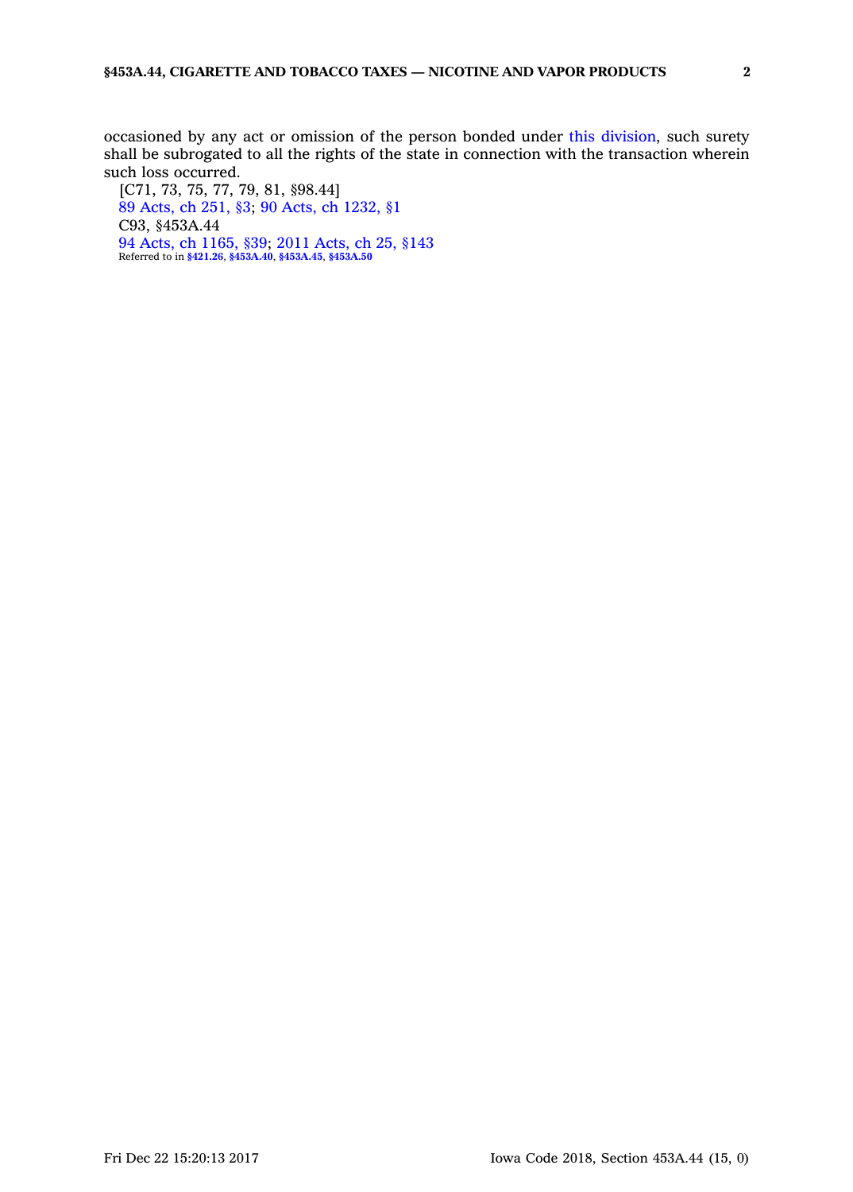occasioned by any act or omission of the person bonded under this division, such surety shall be subrogated to all the rights of the state in connection with the transaction wherein such loss occurred.

[C71, 73, 75, 77, 79, 81, §98.44]

89 Acts, ch 251, §3; 90 Acts, ch 1232, §1

C93, §453A.44

94 Acts, ch 1165, §39; 2011 Acts, ch 25, §143

Referred to in §421.26, §453A.40, §453A.45, §453A.50